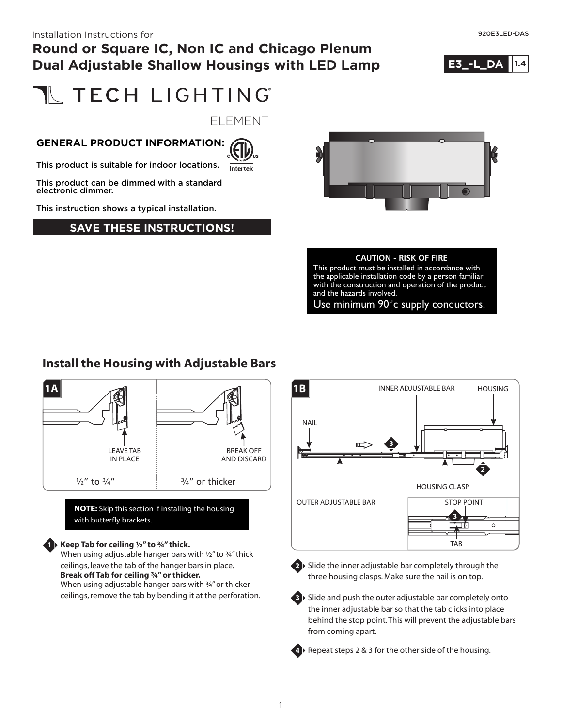Installation Instructions for

# Round or Square IC, Non IC and Chicago Plenum Dual Adjustable Shallow Housings with LED Lamp

920E3LED-DAS

E3_-L_DA 1.4

TECH LIGHTING

ELEMENT

## GENERAL PRODUCT INFORMATION:

This product is suitable for indoor locations.

This product can be dimmed with a standard electronic dimmer.

This instruction shows a typical installation.

**SAVE THESE INSTRUCTIONS!**

**CAUTION - RISK OF FIRE**
This product must be installed in accordance with the applicable installation code by a person familiar with the construction and operation of the product and the hazards involved.
Use minimum 90°c supply conductors.

## Install the Housing with Adjustable Bars

**1A**

LEAVE TAB IN PLACE — ½" to ¾"

BREAK OFF AND DISCARD — ¾" or thicker

**NOTE:** Skip this section if installing the housing with butterfly brackets.

1. **Keep Tab for ceiling ½" to ¾" thick.**
When using adjustable hanger bars with ½" to ¾" thick ceilings, leave the tab of the hanger bars in place.
**Break off Tab for ceiling ¾" or thicker.**
When using adjustable hanger bars with ¾" or thicker ceilings, remove the tab by bending it at the perforation.

**1B**

INNER ADJUSTABLE BAR, HOUSING, NAIL, HOUSING CLASP, OUTER ADJUSTABLE BAR, STOP POINT, TAB

2. Slide the inner adjustable bar completely through the three housing clasps. Make sure the nail is on top.

3. Slide and push the outer adjustable bar completely onto the inner adjustable bar so that the tab clicks into place behind the stop point. This will prevent the adjustable bars from coming apart.

4. Repeat steps 2 & 3 for the other side of the housing.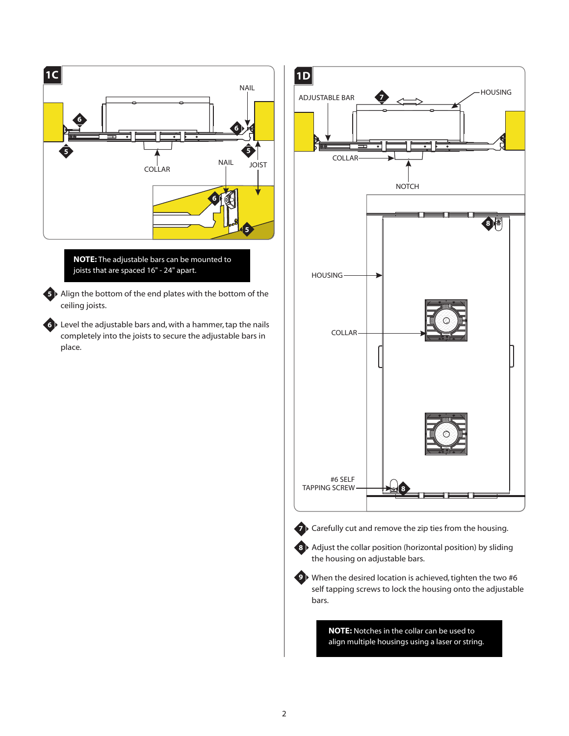**1C**

**NOTE:** The adjustable bars can be mounted to joists that are spaced 16" - 24" apart.

5. Align the bottom of the end plates with the bottom of the ceiling joists.

6. Level the adjustable bars and, with a hammer, tap the nails completely into the joists to secure the adjustable bars in place.

**1D**

7. Carefully cut and remove the zip ties from the housing.

8. Adjust the collar position (horizontal position) by sliding the housing on adjustable bars.

9. When the desired location is achieved, tighten the two #6 self tapping screws to lock the housing onto the adjustable bars.

**NOTE:** Notches in the collar can be used to align multiple housings using a laser or string.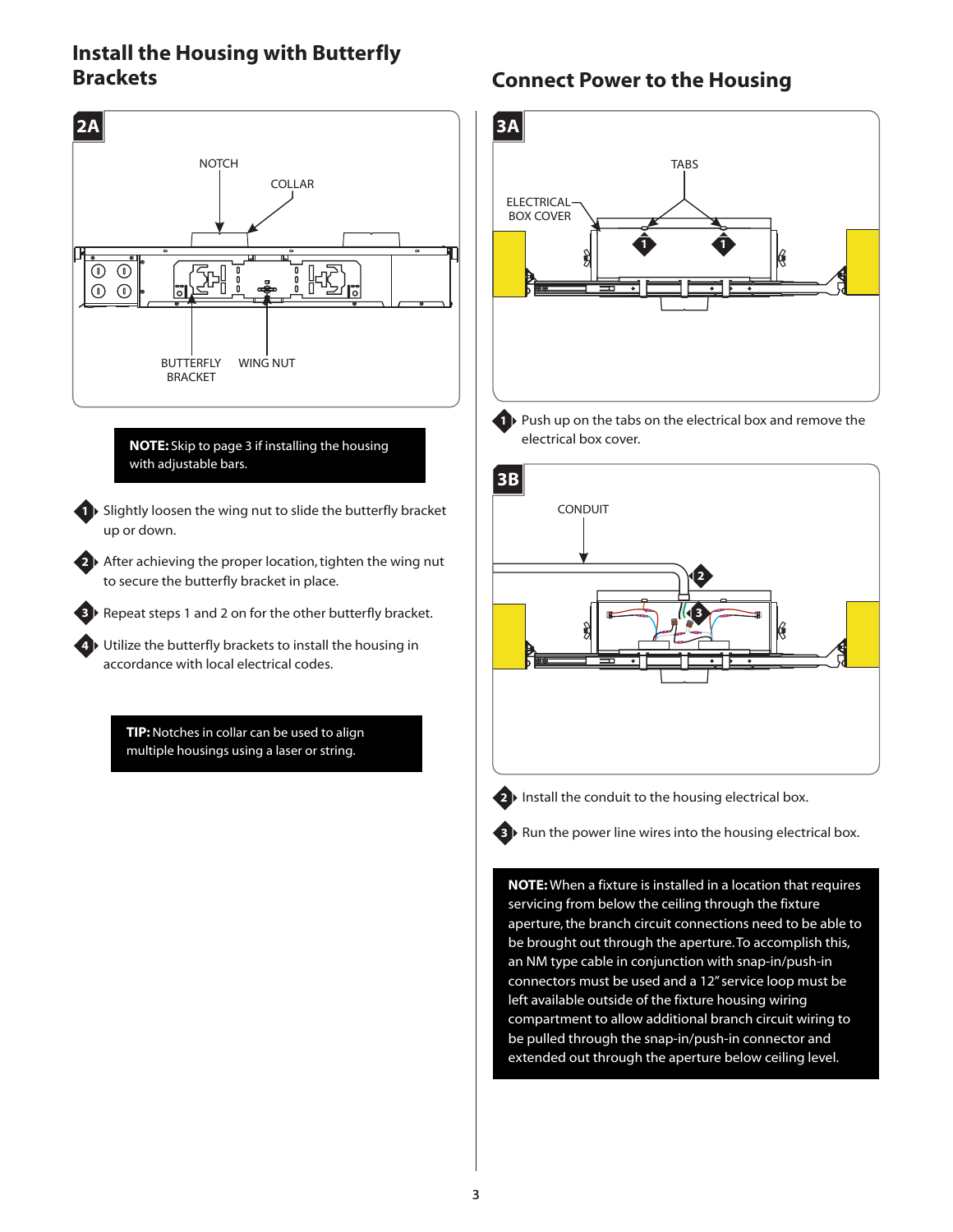## Install the Housing with Butterfly Brackets

**2A**

NOTCH

COLLAR

BUTTERFLY BRACKET

WING NUT

**NOTE:** Skip to page 3 if installing the housing with adjustable bars.

1. Slightly loosen the wing nut to slide the butterfly bracket up or down.
2. After achieving the proper location, tighten the wing nut to secure the butterfly bracket in place.
3. Repeat steps 1 and 2 on for the other butterfly bracket.
4. Utilize the butterfly brackets to install the housing in accordance with local electrical codes.

**TIP:** Notches in collar can be used to align multiple housings using a laser or string.

## Connect Power to the Housing

**3A**

TABS

ELECTRICAL BOX COVER

1. Push up on the tabs on the electrical box and remove the electrical box cover.

**3B**

CONDUIT

2. Install the conduit to the housing electrical box.
3. Run the power line wires into the housing electrical box.

**NOTE:** When a fixture is installed in a location that requires servicing from below the ceiling through the fixture aperture, the branch circuit connections need to be able to be brought out through the aperture. To accomplish this, an NM type cable in conjunction with snap-in/push-in connectors must be used and a 12" service loop must be left available outside of the fixture housing wiring compartment to allow additional branch circuit wiring to be pulled through the snap-in/push-in connector and extended out through the aperture below ceiling level.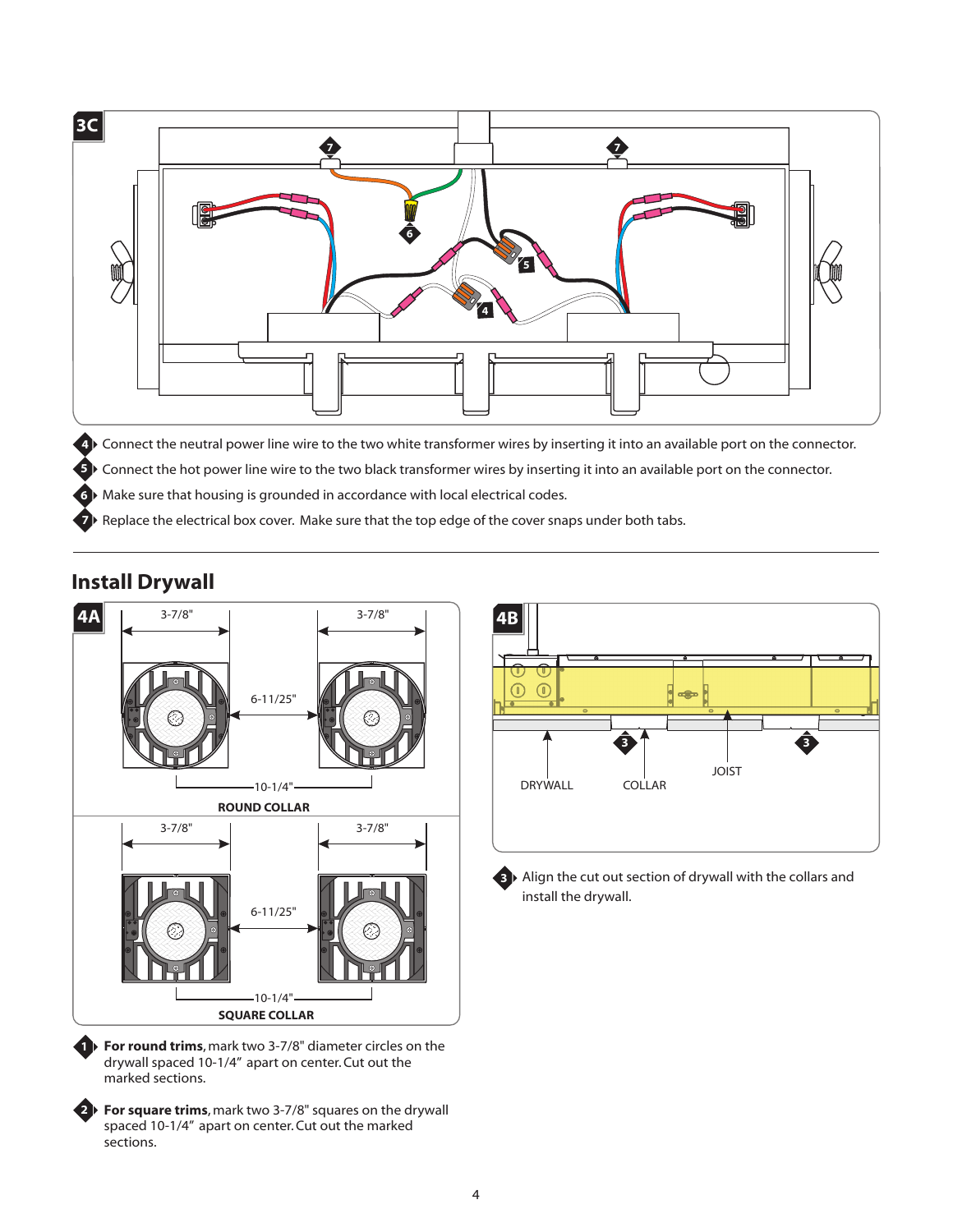3C

4 Connect the neutral power line wire to the two white transformer wires by inserting it into an available port on the connector.

5 Connect the hot power line wire to the two black transformer wires by inserting it into an available port on the connector.

6 Make sure that housing is grounded in accordance with local electrical codes.

7 Replace the electrical box cover. Make sure that the top edge of the cover snaps under both tabs.

## Install Drywall

4A

3-7/8" 3-7/8"

6-11/25"

10-1/4"

ROUND COLLAR

3-7/8" 3-7/8"

6-11/25"

10-1/4"

SQUARE COLLAR

1 **For round trims**, mark two 3-7/8" diameter circles on the drywall spaced 10-1/4" apart on center. Cut out the marked sections.

2 **For square trims**, mark two 3-7/8" squares on the drywall spaced 10-1/4" apart on center. Cut out the marked sections.

4B

DRYWALL COLLAR JOIST

3 Align the cut out section of drywall with the collars and install the drywall.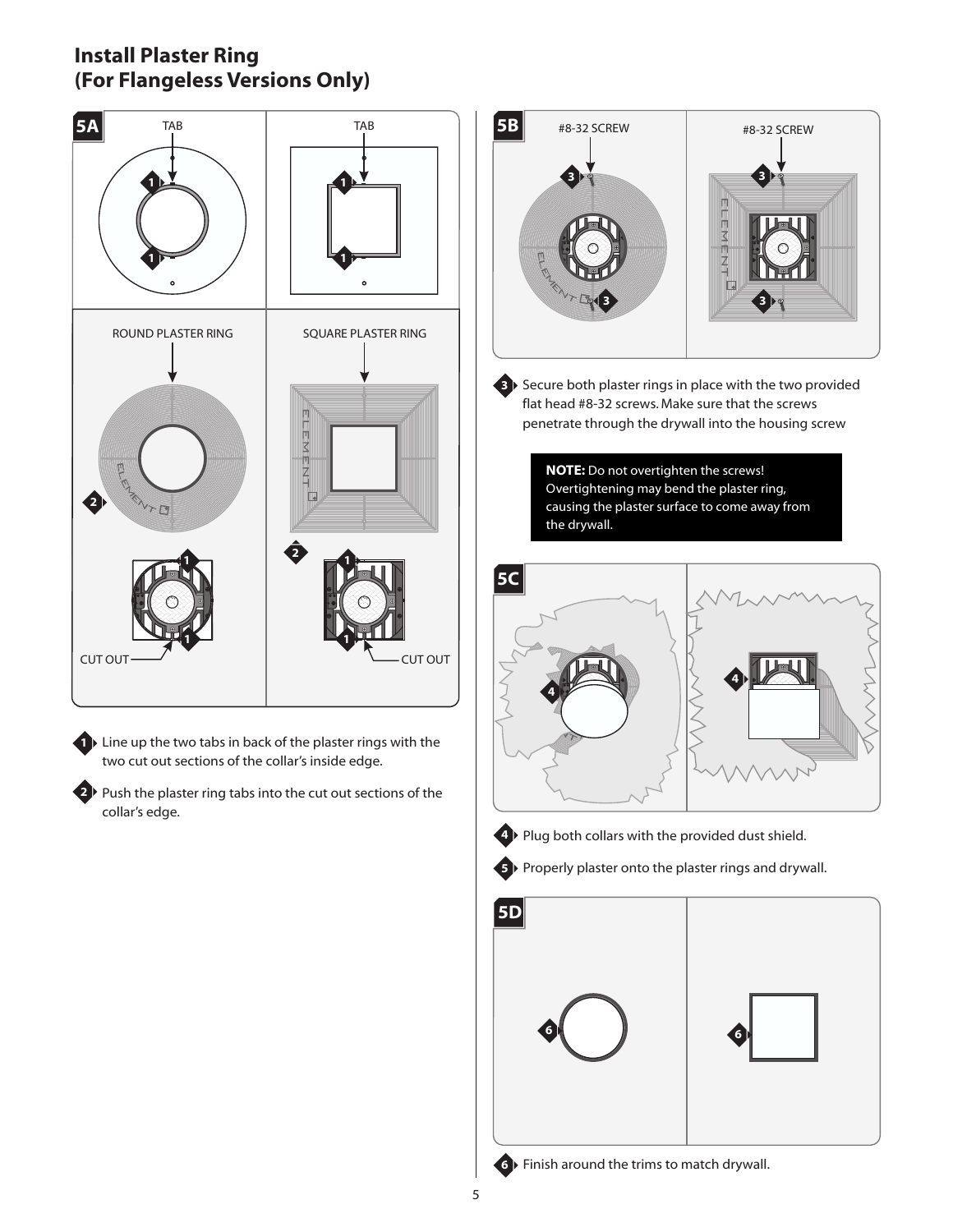## Install Plaster Ring (For Flangeless Versions Only)

**5A**

TAB

TAB

ROUND PLASTER RING

SQUARE PLASTER RING

CUT OUT

CUT OUT

1. Line up the two tabs in back of the plaster rings with the two cut out sections of the collar's inside edge.
2. Push the plaster ring tabs into the cut out sections of the collar's edge.

**5B**

#8-32 SCREW

#8-32 SCREW

3. Secure both plaster rings in place with the two provided flat head #8-32 screws. Make sure that the screws penetrate through the drywall into the housing screw

**NOTE:** Do not overtighten the screws! Overtightening may bend the plaster ring, causing the plaster surface to come away from the drywall.

**5C**

4. Plug both collars with the provided dust shield.
5. Properly plaster onto the plaster rings and drywall.

**5D**

6. Finish around the trims to match drywall.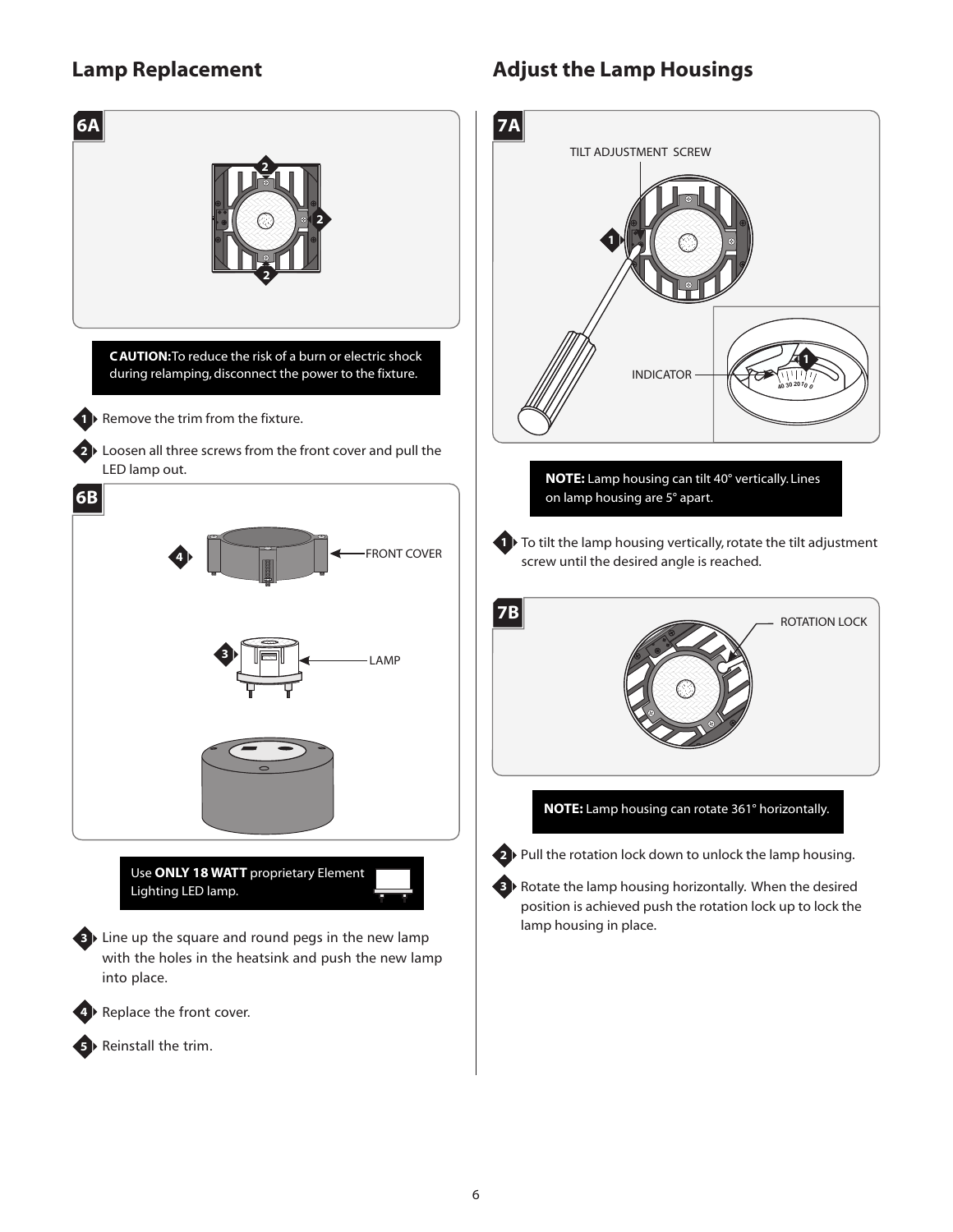## Lamp Replacement

**6A**

**CAUTION:** To reduce the risk of a burn or electric shock during relamping, disconnect the power to the fixture.

1. Remove the trim from the fixture.
2. Loosen all three screws from the front cover and pull the LED lamp out.

**6B**

FRONT COVER

LAMP

Use **ONLY 18 WATT** proprietary Element Lighting LED lamp.

3. Line up the square and round pegs in the new lamp with the holes in the heatsink and push the new lamp into place.
4. Replace the front cover.
5. Reinstall the trim.

## Adjust the Lamp Housings

**7A**

TILT ADJUSTMENT SCREW

INDICATOR

**NOTE:** Lamp housing can tilt 40° vertically. Lines on lamp housing are 5° apart.

1. To tilt the lamp housing vertically, rotate the tilt adjustment screw until the desired angle is reached.

**7B**

ROTATION LOCK

**NOTE:** Lamp housing can rotate 361° horizontally.

2. Pull the rotation lock down to unlock the lamp housing.
3. Rotate the lamp housing horizontally. When the desired position is achieved push the rotation lock up to lock the lamp housing in place.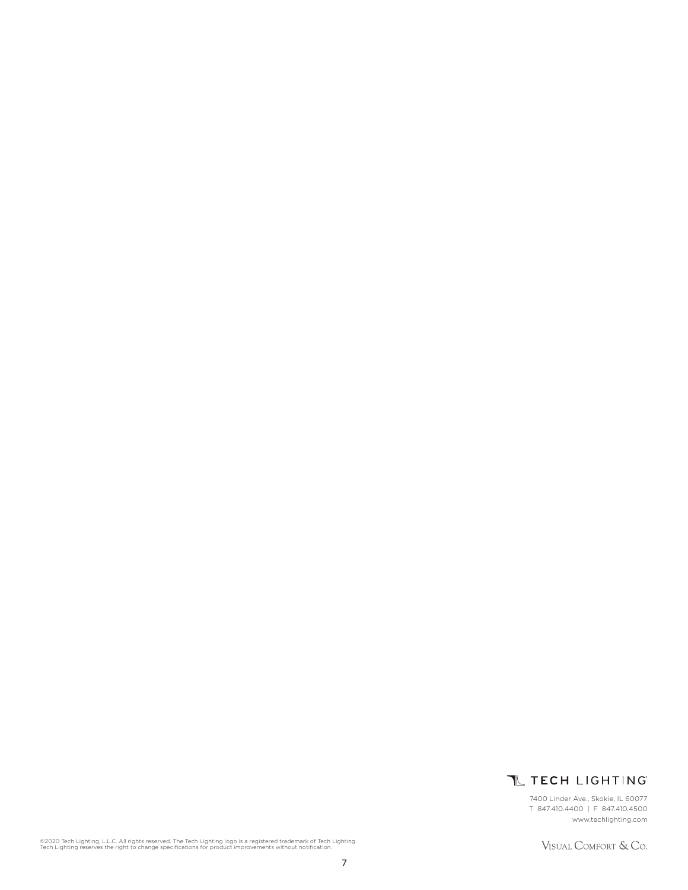TECH LIGHTING®

7400 Linder Ave., Skokie, IL 60077
T 847.410.4400 | F 847.410.4500
www.techlighting.com

©2020 Tech Lighting, L.L.C. All rights reserved. The Tech Lighting logo is a registered trademark of Tech Lighting.
Tech Lighting reserves the right to change specifications for product improvements without notification.

VISUAL COMFORT & CO.